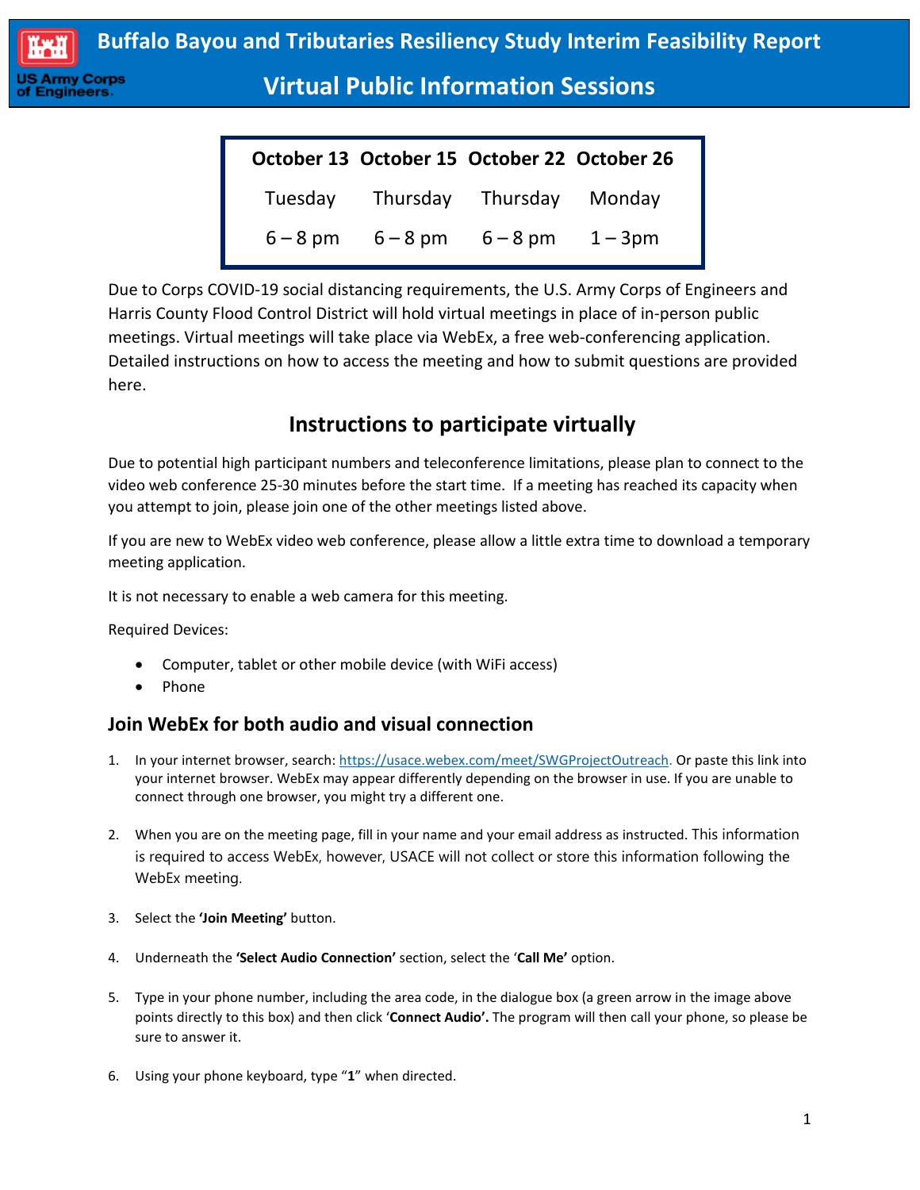# Buffalo Bayou and Tributaries Resiliency Study Interim Feasibility Report

## Virtual Public Information Sessions

| October 13 | October 15 | October 22 | October 26 |
|---|---|---|---|
| Tuesday | Thursday | Thursday | Monday |
| 6 – 8 pm | 6 – 8 pm | 6 – 8 pm | 1 – 3pm |

Due to Corps COVID-19 social distancing requirements, the U.S. Army Corps of Engineers and Harris County Flood Control District will hold virtual meetings in place of in-person public meetings. Virtual meetings will take place via WebEx, a free web-conferencing application. Detailed instructions on how to access the meeting and how to submit questions are provided here.

## Instructions to participate virtually

Due to potential high participant numbers and teleconference limitations, please plan to connect to the video web conference 25-30 minutes before the start time. If a meeting has reached its capacity when you attempt to join, please join one of the other meetings listed above.

If you are new to WebEx video web conference, please allow a little extra time to download a temporary meeting application.

It is not necessary to enable a web camera for this meeting.

Required Devices:

- Computer, tablet or other mobile device (with WiFi access)
- Phone

### Join WebEx for both audio and visual connection

1. In your internet browser, search: https://usace.webex.com/meet/SWGProjectOutreach. Or paste this link into your internet browser. WebEx may appear differently depending on the browser in use. If you are unable to connect through one browser, you might try a different one.

2. When you are on the meeting page, fill in your name and your email address as instructed. This information is required to access WebEx, however, USACE will not collect or store this information following the WebEx meeting.

3. Select the **'Join Meeting'** button.

4. Underneath the **'Select Audio Connection'** section, select the '**Call Me'** option.

5. Type in your phone number, including the area code, in the dialogue box (a green arrow in the image above points directly to this box) and then click '**Connect Audio'.** The program will then call your phone, so please be sure to answer it.

6. Using your phone keyboard, type "**1**" when directed.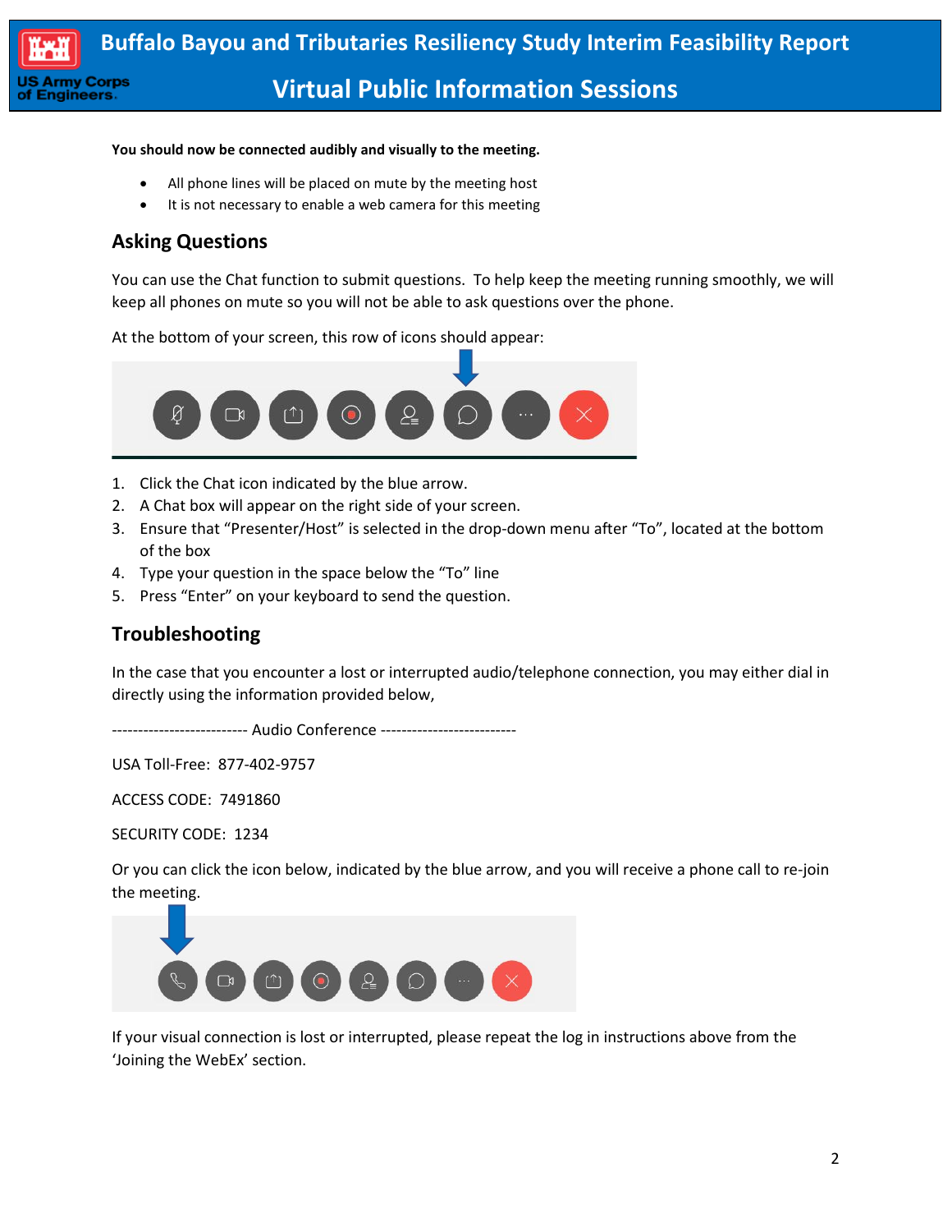You should now be connected audibly and visually to the meeting.

- All phone lines will be placed on mute by the meeting host
- It is not necessary to enable a web camera for this meeting

## Asking Questions

You can use the Chat function to submit questions. To help keep the meeting running smoothly, we will keep all phones on mute so you will not be able to ask questions over the phone.

At the bottom of your screen, this row of icons should appear:

1. Click the Chat icon indicated by the blue arrow.
2. A Chat box will appear on the right side of your screen.
3. Ensure that "Presenter/Host" is selected in the drop-down menu after "To", located at the bottom of the box
4. Type your question in the space below the "To" line
5. Press "Enter" on your keyboard to send the question.

## Troubleshooting

In the case that you encounter a lost or interrupted audio/telephone connection, you may either dial in directly using the information provided below,

-------------------------- Audio Conference --------------------------

USA Toll-Free: 877-402-9757

ACCESS CODE: 7491860

SECURITY CODE: 1234

Or you can click the icon below, indicated by the blue arrow, and you will receive a phone call to re-join the meeting.

If your visual connection is lost or interrupted, please repeat the log in instructions above from the 'Joining the WebEx' section.